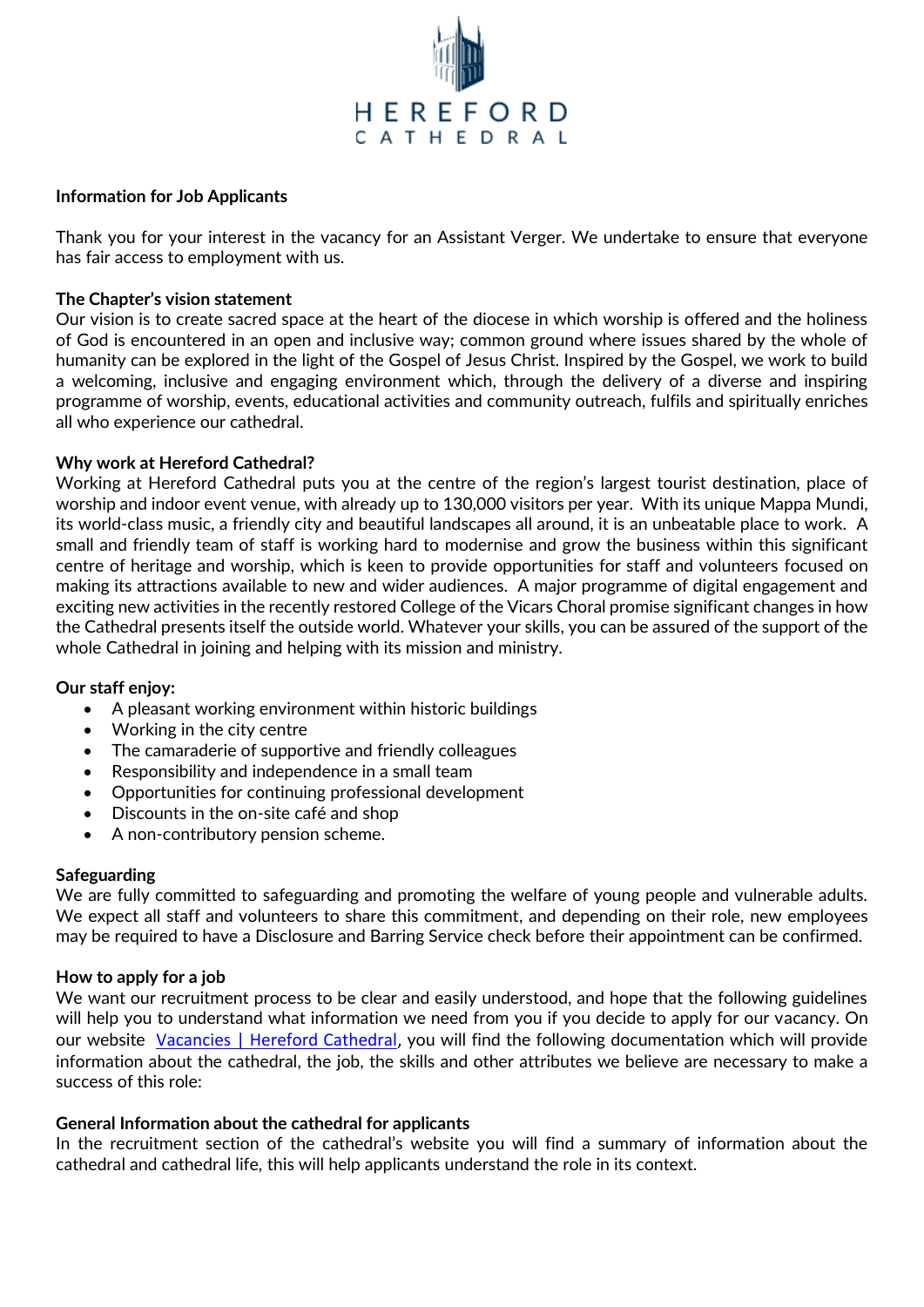HEREFORD
CATHEDRAL

**Information for Job Applicants**

Thank you for your interest in the vacancy for an Assistant Verger. We undertake to ensure that everyone has fair access to employment with us.

**The Chapter's vision statement**

Our vision is to create sacred space at the heart of the diocese in which worship is offered and the holiness of God is encountered in an open and inclusive way; common ground where issues shared by the whole of humanity can be explored in the light of the Gospel of Jesus Christ. Inspired by the Gospel, we work to build a welcoming, inclusive and engaging environment which, through the delivery of a diverse and inspiring programme of worship, events, educational activities and community outreach, fulfils and spiritually enriches all who experience our cathedral.

**Why work at Hereford Cathedral?**

Working at Hereford Cathedral puts you at the centre of the region's largest tourist destination, place of worship and indoor event venue, with already up to 130,000 visitors per year. With its unique Mappa Mundi, its world-class music, a friendly city and beautiful landscapes all around, it is an unbeatable place to work. A small and friendly team of staff is working hard to modernise and grow the business within this significant centre of heritage and worship, which is keen to provide opportunities for staff and volunteers focused on making its attractions available to new and wider audiences. A major programme of digital engagement and exciting new activities in the recently restored College of the Vicars Choral promise significant changes in how the Cathedral presents itself the outside world. Whatever your skills, you can be assured of the support of the whole Cathedral in joining and helping with its mission and ministry.

**Our staff enjoy:**

- A pleasant working environment within historic buildings
- Working in the city centre
- The camaraderie of supportive and friendly colleagues
- Responsibility and independence in a small team
- Opportunities for continuing professional development
- Discounts in the on-site café and shop
- A non-contributory pension scheme.

**Safeguarding**

We are fully committed to safeguarding and promoting the welfare of young people and vulnerable adults. We expect all staff and volunteers to share this commitment, and depending on their role, new employees may be required to have a Disclosure and Barring Service check before their appointment can be confirmed.

**How to apply for a job**

We want our recruitment process to be clear and easily understood, and hope that the following guidelines will help you to understand what information we need from you if you decide to apply for our vacancy. On our website Vacancies | Hereford Cathedral, you will find the following documentation which will provide information about the cathedral, the job, the skills and other attributes we believe are necessary to make a success of this role:

**General Information about the cathedral for applicants**

In the recruitment section of the cathedral's website you will find a summary of information about the cathedral and cathedral life, this will help applicants understand the role in its context.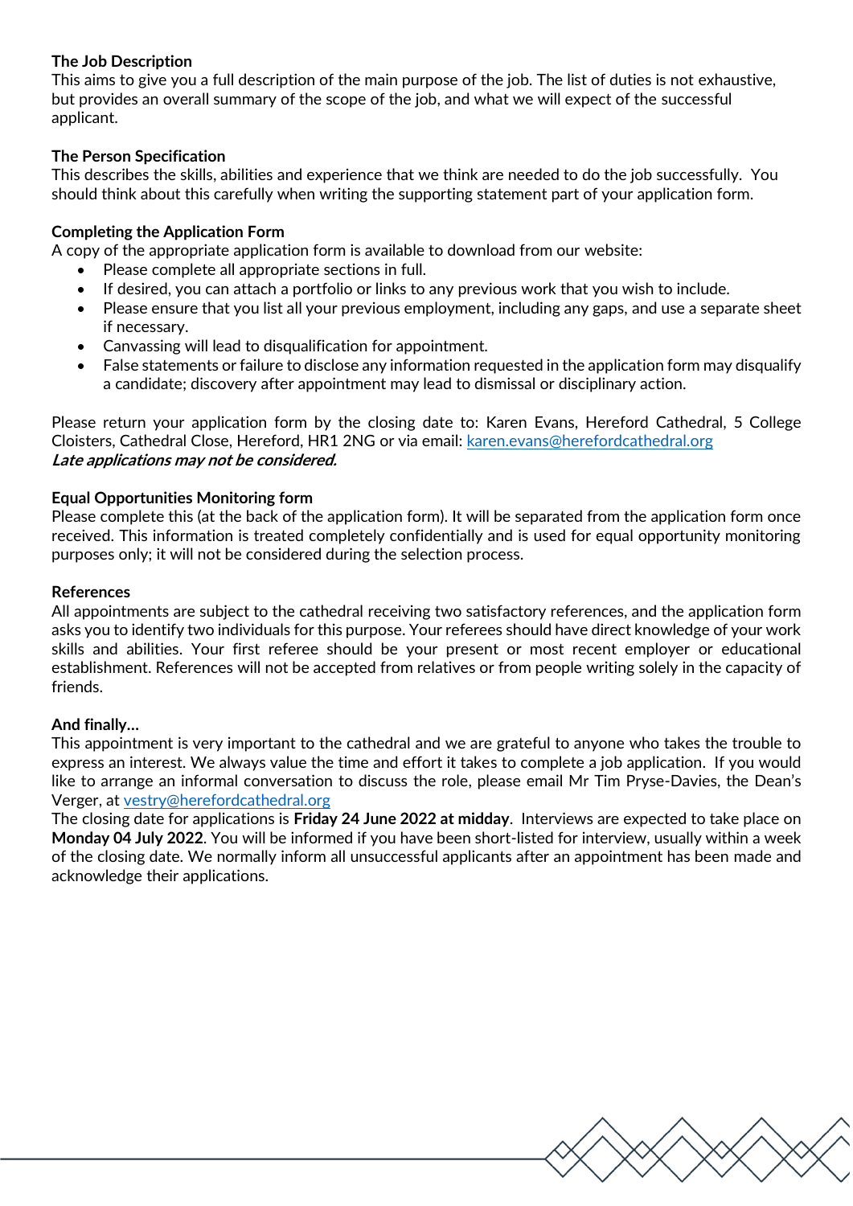### The Job Description

This aims to give you a full description of the main purpose of the job. The list of duties is not exhaustive, but provides an overall summary of the scope of the job, and what we will expect of the successful applicant.

### The Person Specification

This describes the skills, abilities and experience that we think are needed to do the job successfully. You should think about this carefully when writing the supporting statement part of your application form.

### Completing the Application Form

A copy of the appropriate application form is available to download from our website:

- Please complete all appropriate sections in full.
- If desired, you can attach a portfolio or links to any previous work that you wish to include.
- Please ensure that you list all your previous employment, including any gaps, and use a separate sheet if necessary.
- Canvassing will lead to disqualification for appointment.
- False statements or failure to disclose any information requested in the application form may disqualify a candidate; discovery after appointment may lead to dismissal or disciplinary action.

Please return your application form by the closing date to: Karen Evans, Hereford Cathedral, 5 College Cloisters, Cathedral Close, Hereford, HR1 2NG or via email: karen.evans@herefordcathedral.org
***Late applications may not be considered.***

### Equal Opportunities Monitoring form

Please complete this (at the back of the application form). It will be separated from the application form once received. This information is treated completely confidentially and is used for equal opportunity monitoring purposes only; it will not be considered during the selection process.

### References

All appointments are subject to the cathedral receiving two satisfactory references, and the application form asks you to identify two individuals for this purpose. Your referees should have direct knowledge of your work skills and abilities. Your first referee should be your present or most recent employer or educational establishment. References will not be accepted from relatives or from people writing solely in the capacity of friends.

### And finally…

This appointment is very important to the cathedral and we are grateful to anyone who takes the trouble to express an interest. We always value the time and effort it takes to complete a job application. If you would like to arrange an informal conversation to discuss the role, please email Mr Tim Pryse-Davies, the Dean's Verger, at vestry@herefordcathedral.org
The closing date for applications is **Friday 24 June 2022 at midday**. Interviews are expected to take place on **Monday 04 July 2022**. You will be informed if you have been short-listed for interview, usually within a week of the closing date. We normally inform all unsuccessful applicants after an appointment has been made and acknowledge their applications.